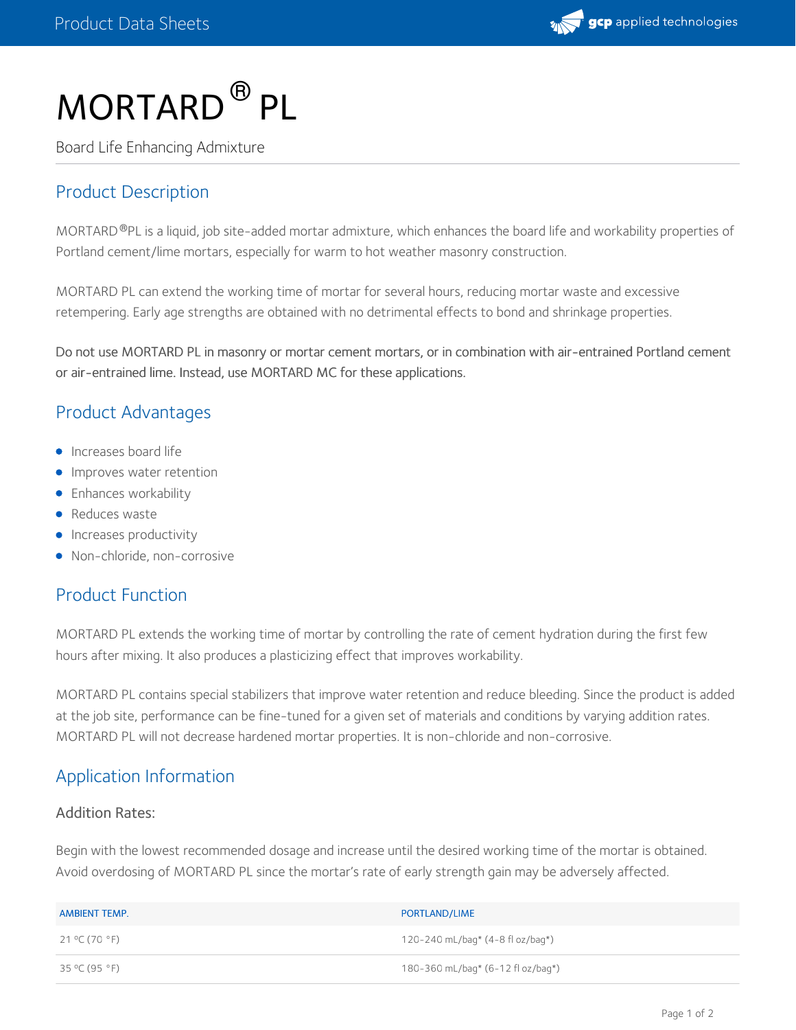# MORTARD® PL

Board Life Enhancing Admixture

## Product Description

MORTARD®PL is a liquid, job site-added mortar admixture, which enhances the board life and workability properties of Portland cement/lime mortars, especially for warm to hot weather masonry construction.

MORTARD PL can extend the working time of mortar for several hours, reducing mortar waste and excessive retempering. Early age strengths are obtained with no detrimental effects to bond and shrinkage properties.

Do not use MORTARD PL in masonry or mortar cement mortars, or in combination with air-entrained Portland cement or air-entrained lime. Instead, use MORTARD MC for these applications.

## Product Advantages

- Increases board life
- Improves water retention
- Enhances workability
- Reduces waste
- Increases productivity
- Non-chloride, non-corrosive

## Product Function

MORTARD PL extends the working time of mortar by controlling the rate of cement hydration during the first few hours after mixing. It also produces a plasticizing effect that improves workability.

MORTARD PL contains special stabilizers that improve water retention and reduce bleeding. Since the product is added at the job site, performance can be fine-tuned for a given set of materials and conditions by varying addition rates. MORTARD PL will not decrease hardened mortar properties. It is non-chloride and non-corrosive.

## Application Information

### Addition Rates:

Begin with the lowest recommended dosage and increase until the desired working time of the mortar is obtained. Avoid overdosing of MORTARD PL since the mortar's rate of early strength gain may be adversely affected.

| AMBIENT TEMP. | PORTLAND/LIME |
| --- | --- |
| 21 °C (70 °F) | 120-240 mL/bag* (4-8 fl oz/bag*) |
| 35 °C (95 °F) | 180-360 mL/bag* (6-12 fl oz/bag*) |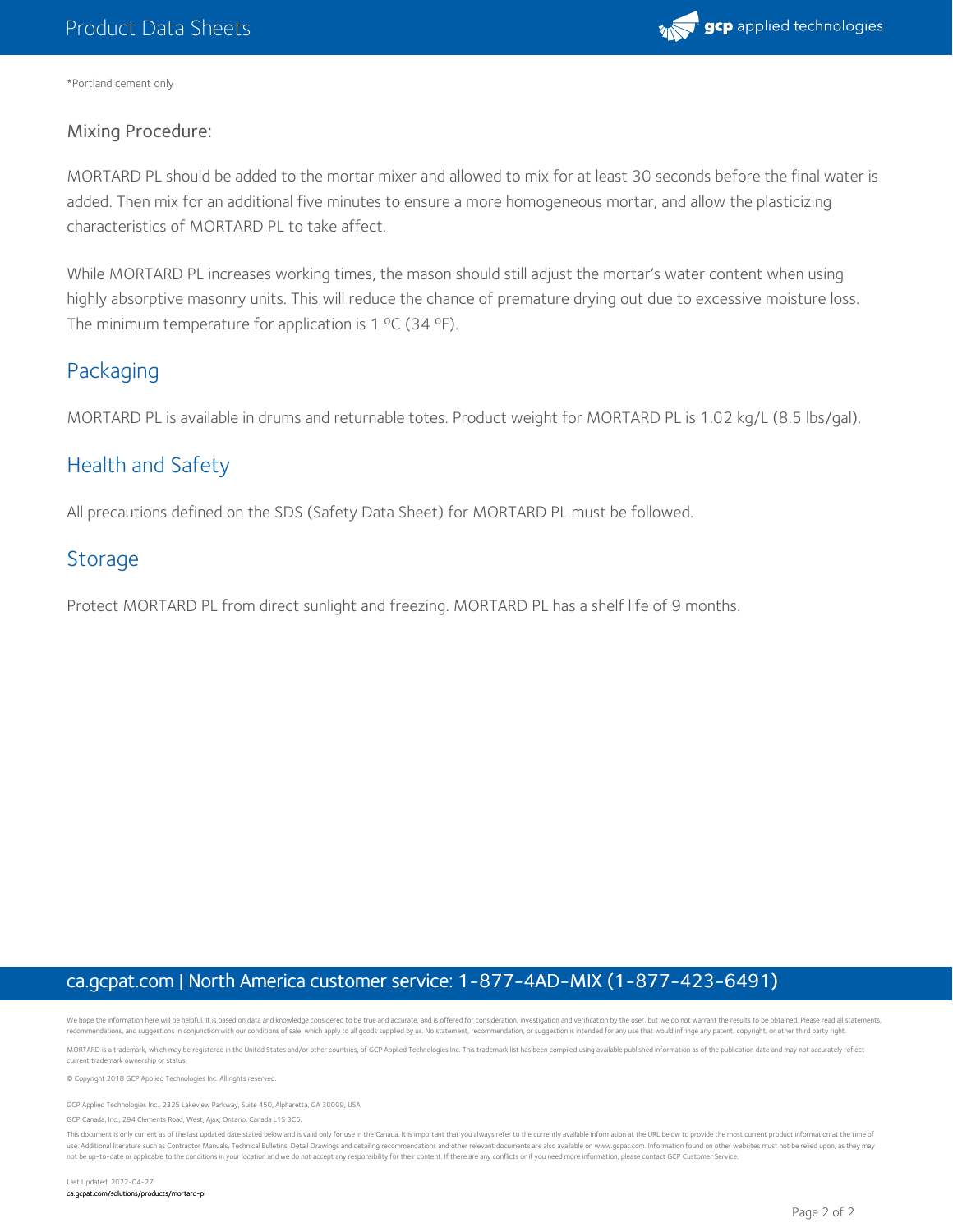*Portland cement only

### Mixing Procedure:

MORTARD PL should be added to the mortar mixer and allowed to mix for at least 30 seconds before the final water is added. Then mix for an additional five minutes to ensure a more homogeneous mortar, and allow the plasticizing characteristics of MORTARD PL to take affect.

While MORTARD PL increases working times, the mason should still adjust the mortar's water content when using highly absorptive masonry units. This will reduce the chance of premature drying out due to excessive moisture loss. The minimum temperature for application is 1 ºC (34 ºF).

## Packaging

MORTARD PL is available in drums and returnable totes. Product weight for MORTARD PL is 1.02 kg/L (8.5 lbs/gal).

## Health and Safety

All precautions defined on the SDS (Safety Data Sheet) for MORTARD PL must be followed.

## Storage

Protect MORTARD PL from direct sunlight and freezing. MORTARD PL has a shelf life of 9 months.

ca.gcpat.com | North America customer service: 1-877-4AD-MIX (1-877-423-6491)

We hope the information here will be helpful. It is based on data and knowledge considered to be true and accurate, and is offered for consideration, investigation and verification by the user, but we do not warrant the results to be obtained. Please read all statements, recommendations, and suggestions in conjunction with our conditions of sale, which apply to all goods supplied by us. No statement, recommendation, or suggestion is intended for any use that would infringe any patent, copyright, or other third party right.

MORTARD is a trademark, which may be registered in the United States and/or other countries, of GCP Applied Technologies Inc. This trademark list has been compiled using available published information as of the publication date and may not accurately reflect current trademark ownership or status.

© Copyright 2018 GCP Applied Technologies Inc. All rights reserved.

GCP Applied Technologies Inc., 2325 Lakeview Parkway, Suite 450, Alpharetta, GA 30009, USA

GCP Canada, Inc., 294 Clements Road, West, Ajax, Ontario, Canada L1S 3C6.

This document is only current as of the last updated date stated below and is valid only for use in the Canada. It is important that you always refer to the currently available information at the URL below to provide the most current product information at the time of use. Additional literature such as Contractor Manuals, Technical Bulletins, Detail Drawings and detailing recommendations and other relevant documents are also available on www.gcpat.com. Information found on other websites must not be relied upon, as they may not be up-to-date or applicable to the conditions in your location and we do not accept any responsibility for their content. If there are any conflicts or if you need more information, please contact GCP Customer Service.

Last Updated: 2022-04-27

ca.gcpat.com/solutions/products/mortard-pl